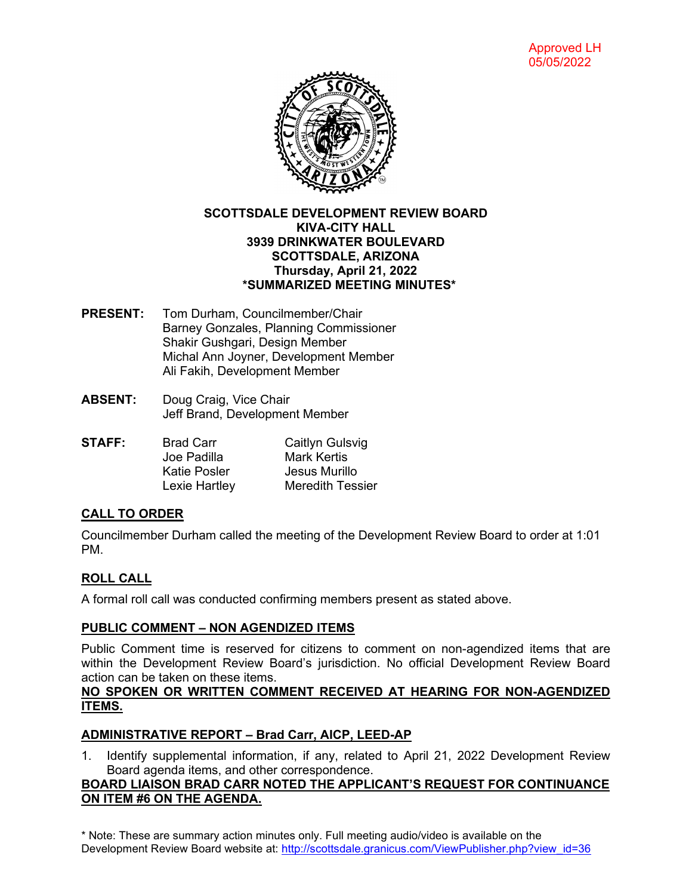Approved LH
05/05/2022

**SCOTTSDALE DEVELOPMENT REVIEW BOARD**
**KIVA-CITY HALL**
**3939 DRINKWATER BOULEVARD**
**SCOTTSDALE, ARIZONA**
**Thursday, April 21, 2022**
***SUMMARIZED MEETING MINUTES***

**PRESENT:** Tom Durham, Councilmember/Chair
Barney Gonzales, Planning Commissioner
Shakir Gushgari, Design Member
Michal Ann Joyner, Development Member
Ali Fakih, Development Member

**ABSENT:** Doug Craig, Vice Chair
Jeff Brand, Development Member

**STAFF:**

| | |
|---|---|
| Brad Carr | Caitlyn Gulsvig |
| Joe Padilla | Mark Kertis |
| Katie Posler | Jesus Murillo |
| Lexie Hartley | Meredith Tessier |

## CALL TO ORDER

Councilmember Durham called the meeting of the Development Review Board to order at 1:01 PM.

## ROLL CALL

A formal roll call was conducted confirming members present as stated above.

## PUBLIC COMMENT – NON AGENDIZED ITEMS

Public Comment time is reserved for citizens to comment on non-agendized items that are within the Development Review Board's jurisdiction. No official Development Review Board action can be taken on these items.

**NO SPOKEN OR WRITTEN COMMENT RECEIVED AT HEARING FOR NON-AGENDIZED ITEMS.**

## ADMINISTRATIVE REPORT – Brad Carr, AICP, LEED-AP

1. Identify supplemental information, if any, related to April 21, 2022 Development Review Board agenda items, and other correspondence.

**BOARD LIAISON BRAD CARR NOTED THE APPLICANT'S REQUEST FOR CONTINUANCE ON ITEM #6 ON THE AGENDA.**

* Note: These are summary action minutes only. Full meeting audio/video is available on the Development Review Board website at: http://scottsdale.granicus.com/ViewPublisher.php?view_id=36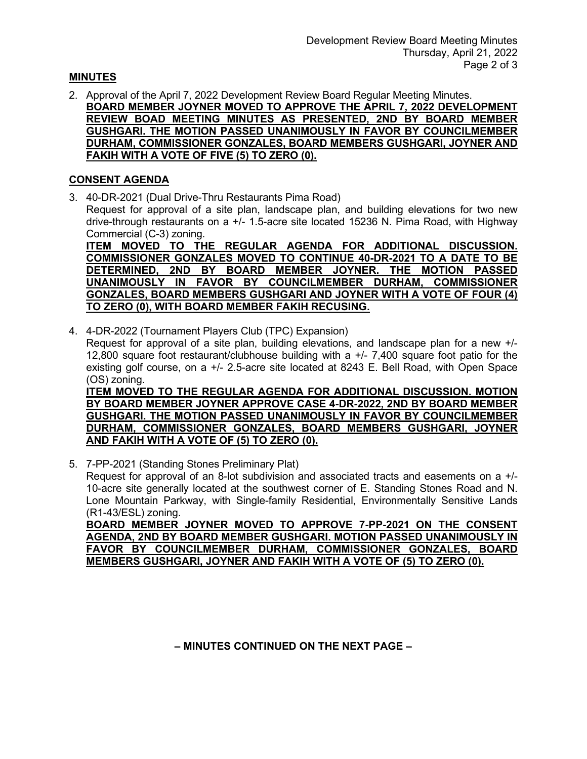## MINUTES

2. Approval of the April 7, 2022 Development Review Board Regular Meeting Minutes.
   **BOARD MEMBER JOYNER MOVED TO APPROVE THE APRIL 7, 2022 DEVELOPMENT REVIEW BOAD MEETING MINUTES AS PRESENTED, 2ND BY BOARD MEMBER GUSHGARI. THE MOTION PASSED UNANIMOUSLY IN FAVOR BY COUNCILMEMBER DURHAM, COMMISSIONER GONZALES, BOARD MEMBERS GUSHGARI, JOYNER AND FAKIH WITH A VOTE OF FIVE (5) TO ZERO (0).**

## CONSENT AGENDA

3. 40-DR-2021 (Dual Drive-Thru Restaurants Pima Road)
   Request for approval of a site plan, landscape plan, and building elevations for two new drive-through restaurants on a +/- 1.5-acre site located 15236 N. Pima Road, with Highway Commercial (C-3) zoning.
   **ITEM MOVED TO THE REGULAR AGENDA FOR ADDITIONAL DISCUSSION. COMMISSIONER GONZALES MOVED TO CONTINUE 40-DR-2021 TO A DATE TO BE DETERMINED, 2ND BY BOARD MEMBER JOYNER. THE MOTION PASSED UNANIMOUSLY IN FAVOR BY COUNCILMEMBER DURHAM, COMMISSIONER GONZALES, BOARD MEMBERS GUSHGARI AND JOYNER WITH A VOTE OF FOUR (4) TO ZERO (0), WITH BOARD MEMBER FAKIH RECUSING.**

4. 4-DR-2022 (Tournament Players Club (TPC) Expansion)
   Request for approval of a site plan, building elevations, and landscape plan for a new +/- 12,800 square foot restaurant/clubhouse building with a +/- 7,400 square foot patio for the existing golf course, on a +/- 2.5-acre site located at 8243 E. Bell Road, with Open Space (OS) zoning.
   **ITEM MOVED TO THE REGULAR AGENDA FOR ADDITIONAL DISCUSSION. MOTION BY BOARD MEMBER JOYNER APPROVE CASE 4-DR-2022, 2ND BY BOARD MEMBER GUSHGARI. THE MOTION PASSED UNANIMOUSLY IN FAVOR BY COUNCILMEMBER DURHAM, COMMISSIONER GONZALES, BOARD MEMBERS GUSHGARI, JOYNER AND FAKIH WITH A VOTE OF (5) TO ZERO (0).**

5. 7-PP-2021 (Standing Stones Preliminary Plat)
   Request for approval of an 8-lot subdivision and associated tracts and easements on a +/- 10-acre site generally located at the southwest corner of E. Standing Stones Road and N. Lone Mountain Parkway, with Single-family Residential, Environmentally Sensitive Lands (R1-43/ESL) zoning.
   **BOARD MEMBER JOYNER MOVED TO APPROVE 7-PP-2021 ON THE CONSENT AGENDA, 2ND BY BOARD MEMBER GUSHGARI. MOTION PASSED UNANIMOUSLY IN FAVOR BY COUNCILMEMBER DURHAM, COMMISSIONER GONZALES, BOARD MEMBERS GUSHGARI, JOYNER AND FAKIH WITH A VOTE OF (5) TO ZERO (0).**

**– MINUTES CONTINUED ON THE NEXT PAGE –**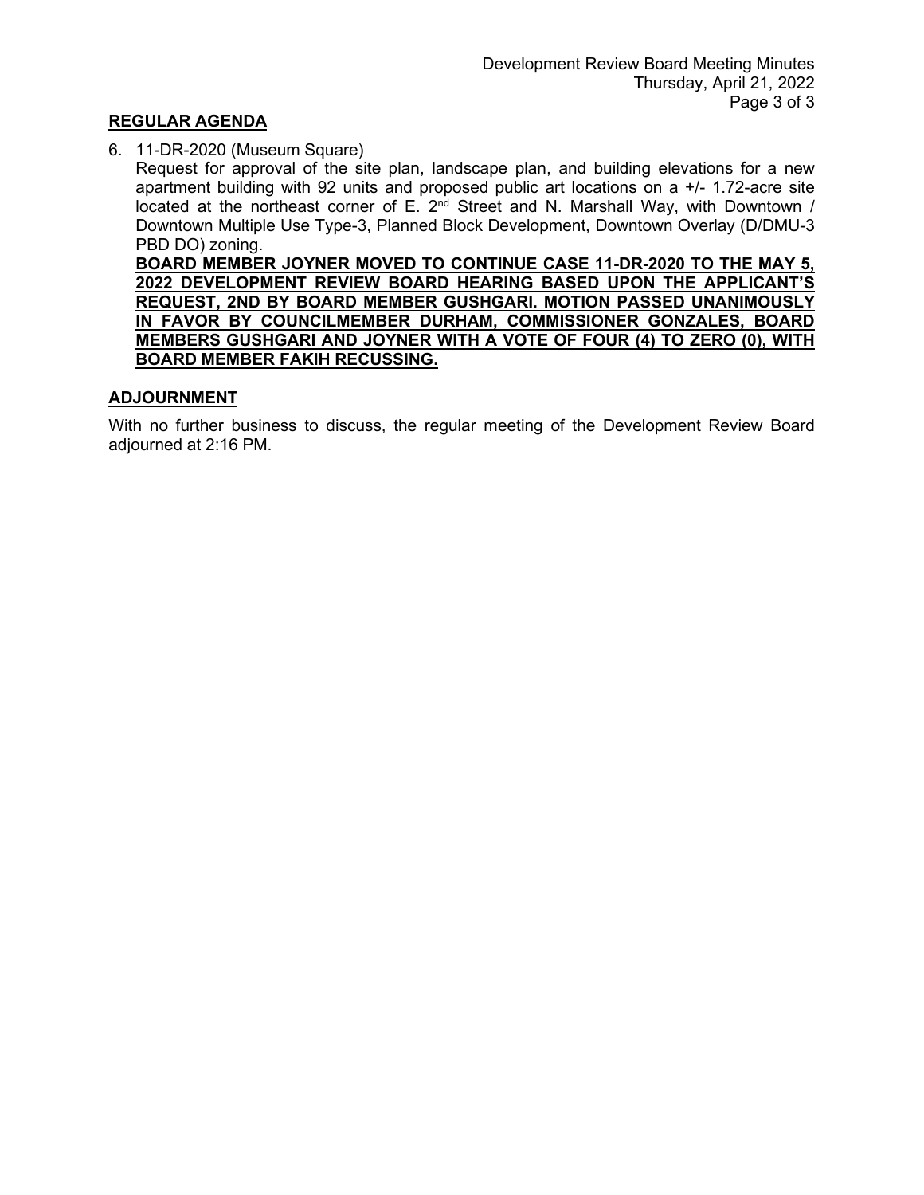## REGULAR AGENDA

6. 11-DR-2020 (Museum Square)

   Request for approval of the site plan, landscape plan, and building elevations for a new apartment building with 92 units and proposed public art locations on a +/- 1.72-acre site located at the northeast corner of E. 2nd Street and N. Marshall Way, with Downtown / Downtown Multiple Use Type-3, Planned Block Development, Downtown Overlay (D/DMU-3 PBD DO) zoning.

   **BOARD MEMBER JOYNER MOVED TO CONTINUE CASE 11-DR-2020 TO THE MAY 5, 2022 DEVELOPMENT REVIEW BOARD HEARING BASED UPON THE APPLICANT'S REQUEST, 2ND BY BOARD MEMBER GUSHGARI. MOTION PASSED UNANIMOUSLY IN FAVOR BY COUNCILMEMBER DURHAM, COMMISSIONER GONZALES, BOARD MEMBERS GUSHGARI AND JOYNER WITH A VOTE OF FOUR (4) TO ZERO (0), WITH BOARD MEMBER FAKIH RECUSSING.**

## ADJOURNMENT

With no further business to discuss, the regular meeting of the Development Review Board adjourned at 2:16 PM.